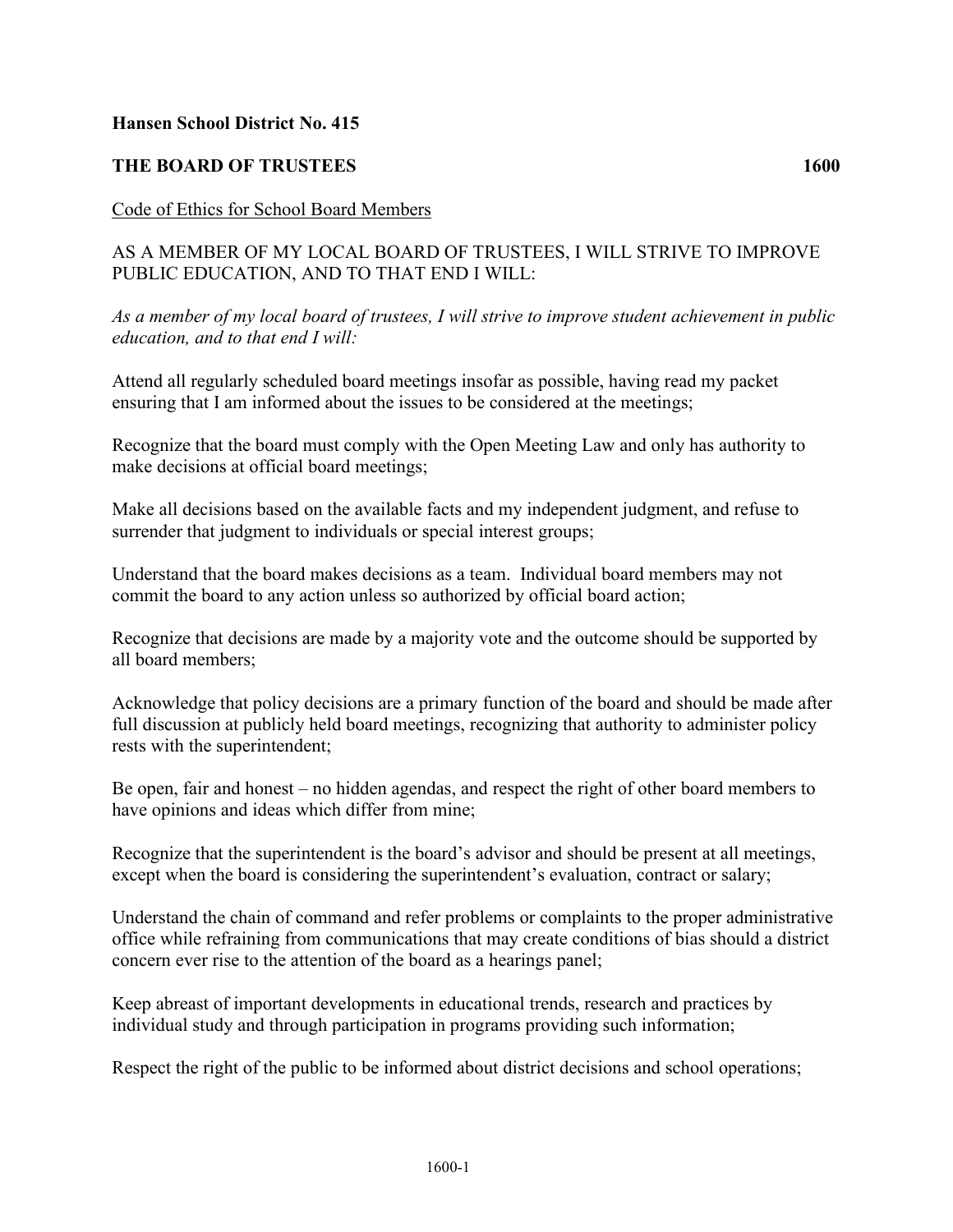**Hansen School District No. 415**

**THE BOARD OF TRUSTEES 1600**

Code of Ethics for School Board Members

AS A MEMBER OF MY LOCAL BOARD OF TRUSTEES, I WILL STRIVE TO IMPROVE PUBLIC EDUCATION, AND TO THAT END I WILL:

*As a member of my local board of trustees, I will strive to improve student achievement in public education, and to that end I will:*

Attend all regularly scheduled board meetings insofar as possible, having read my packet ensuring that I am informed about the issues to be considered at the meetings;

Recognize that the board must comply with the Open Meeting Law and only has authority to make decisions at official board meetings;

Make all decisions based on the available facts and my independent judgment, and refuse to surrender that judgment to individuals or special interest groups;

Understand that the board makes decisions as a team. Individual board members may not commit the board to any action unless so authorized by official board action;

Recognize that decisions are made by a majority vote and the outcome should be supported by all board members;

Acknowledge that policy decisions are a primary function of the board and should be made after full discussion at publicly held board meetings, recognizing that authority to administer policy rests with the superintendent;

Be open, fair and honest – no hidden agendas, and respect the right of other board members to have opinions and ideas which differ from mine;

Recognize that the superintendent is the board's advisor and should be present at all meetings, except when the board is considering the superintendent's evaluation, contract or salary;

Understand the chain of command and refer problems or complaints to the proper administrative office while refraining from communications that may create conditions of bias should a district concern ever rise to the attention of the board as a hearings panel;

Keep abreast of important developments in educational trends, research and practices by individual study and through participation in programs providing such information;

Respect the right of the public to be informed about district decisions and school operations;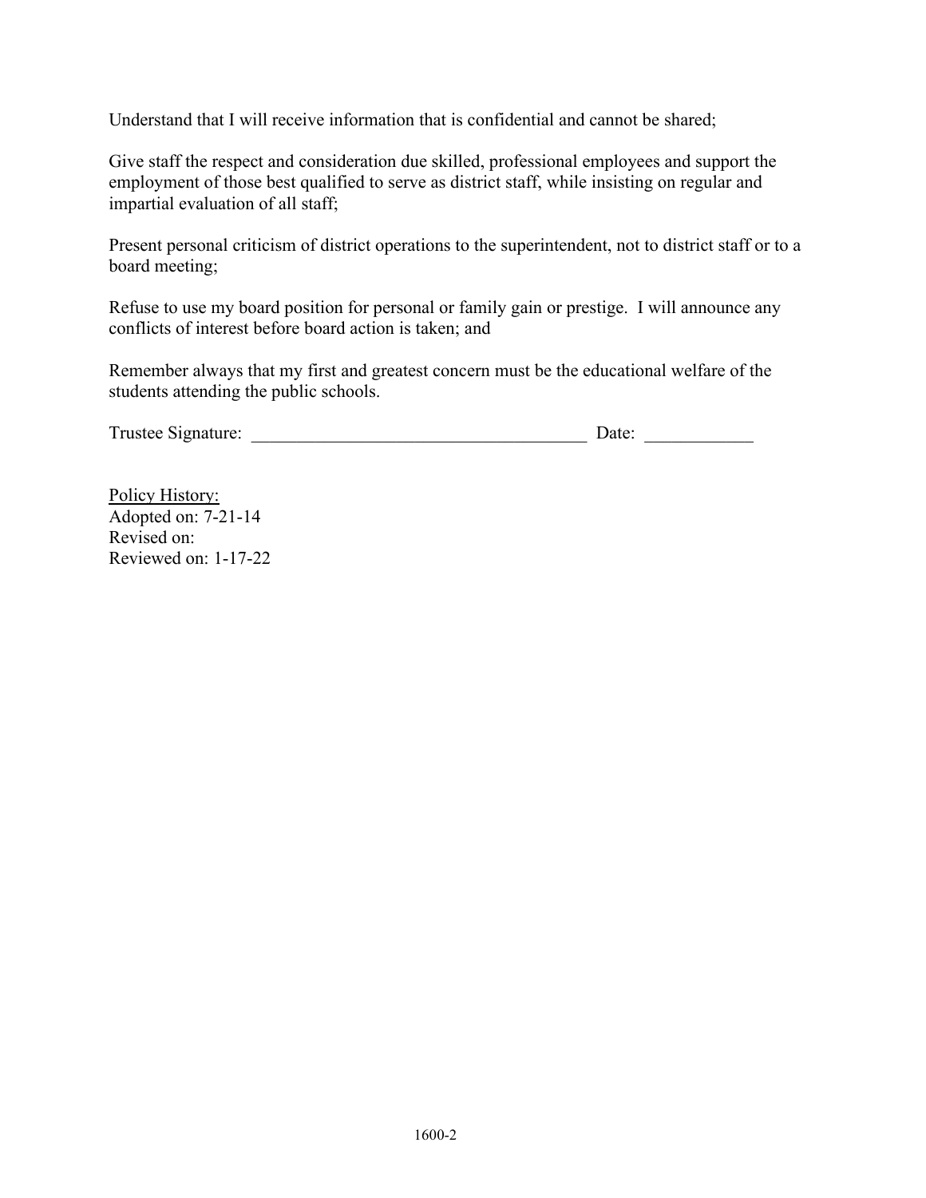Understand that I will receive information that is confidential and cannot be shared;

Give staff the respect and consideration due skilled, professional employees and support the employment of those best qualified to serve as district staff, while insisting on regular and impartial evaluation of all staff;

Present personal criticism of district operations to the superintendent, not to district staff or to a board meeting;

Refuse to use my board position for personal or family gain or prestige. I will announce any conflicts of interest before board action is taken; and

Remember always that my first and greatest concern must be the educational welfare of the students attending the public schools.

Trustee Signature: ______________________________________ Date: ____________

<u>Policy History:</u>
Adopted on: 7-21-14
Revised on:
Reviewed on: 1-17-22